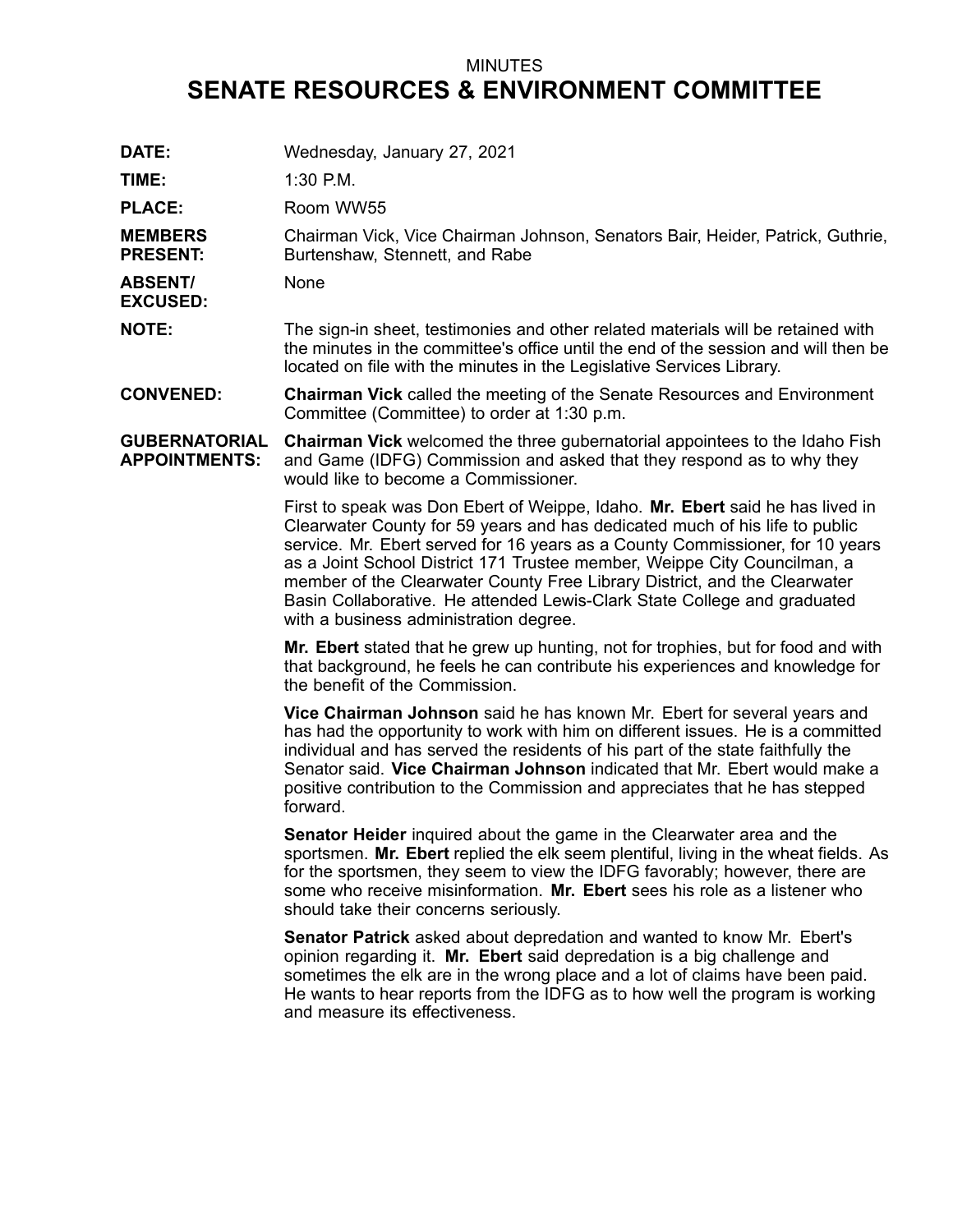MINUTES

# SENATE RESOURCES & ENVIRONMENT COMMITTEE

**DATE:** Wednesday, January 27, 2021

**TIME:** 1:30 P.M.

**PLACE:** Room WW55

**MEMBERS PRESENT:** Chairman Vick, Vice Chairman Johnson, Senators Bair, Heider, Patrick, Guthrie, Burtenshaw, Stennett, and Rabe

**ABSENT/ EXCUSED:** None

**NOTE:** The sign-in sheet, testimonies and other related materials will be retained with the minutes in the committee's office until the end of the session and will then be located on file with the minutes in the Legislative Services Library.

**CONVENED:** **Chairman Vick** called the meeting of the Senate Resources and Environment Committee (Committee) to order at 1:30 p.m.

**GUBERNATORIAL APPOINTMENTS:** **Chairman Vick** welcomed the three gubernatorial appointees to the Idaho Fish and Game (IDFG) Commission and asked that they respond as to why they would like to become a Commissioner.

First to speak was Don Ebert of Weippe, Idaho. **Mr. Ebert** said he has lived in Clearwater County for 59 years and has dedicated much of his life to public service. Mr. Ebert served for 16 years as a County Commissioner, for 10 years as a Joint School District 171 Trustee member, Weippe City Councilman, a member of the Clearwater County Free Library District, and the Clearwater Basin Collaborative. He attended Lewis-Clark State College and graduated with a business administration degree.

**Mr. Ebert** stated that he grew up hunting, not for trophies, but for food and with that background, he feels he can contribute his experiences and knowledge for the benefit of the Commission.

**Vice Chairman Johnson** said he has known Mr. Ebert for several years and has had the opportunity to work with him on different issues. He is a committed individual and has served the residents of his part of the state faithfully the Senator said. **Vice Chairman Johnson** indicated that Mr. Ebert would make a positive contribution to the Commission and appreciates that he has stepped forward.

**Senator Heider** inquired about the game in the Clearwater area and the sportsmen. **Mr. Ebert** replied the elk seem plentiful, living in the wheat fields. As for the sportsmen, they seem to view the IDFG favorably; however, there are some who receive misinformation. **Mr. Ebert** sees his role as a listener who should take their concerns seriously.

**Senator Patrick** asked about depredation and wanted to know Mr. Ebert's opinion regarding it. **Mr. Ebert** said depredation is a big challenge and sometimes the elk are in the wrong place and a lot of claims have been paid. He wants to hear reports from the IDFG as to how well the program is working and measure its effectiveness.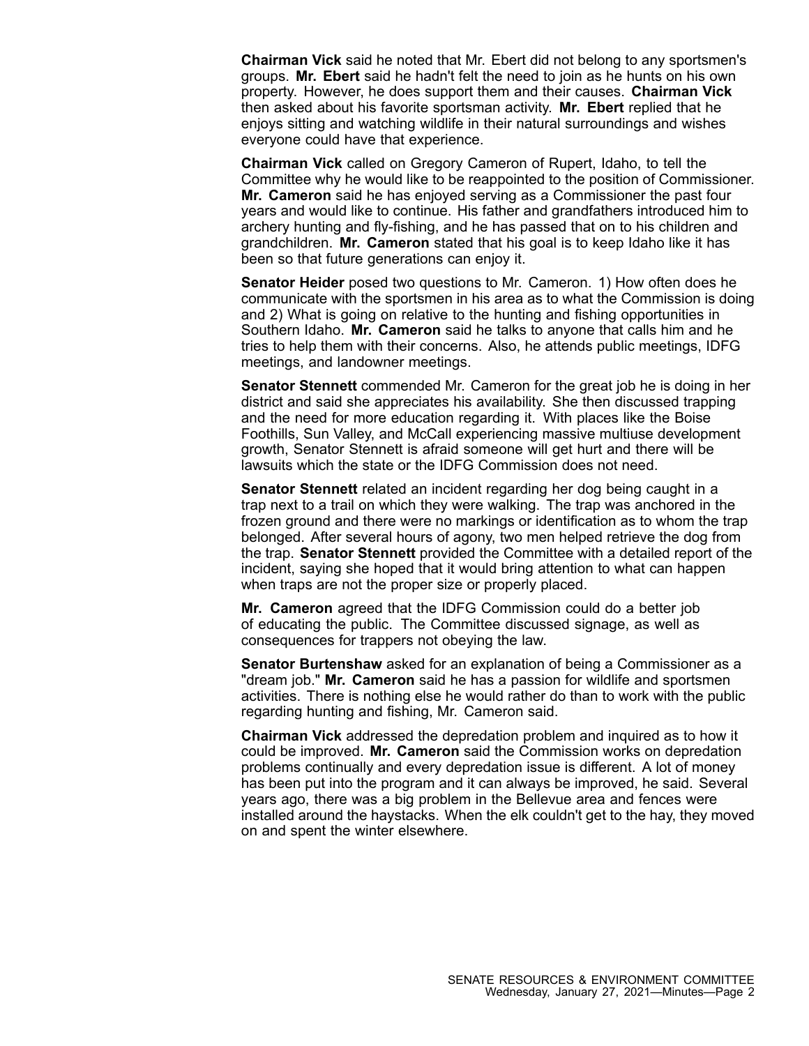**Chairman Vick** said he noted that Mr. Ebert did not belong to any sportsmen's groups. **Mr. Ebert** said he hadn't felt the need to join as he hunts on his own property. However, he does support them and their causes. **Chairman Vick** then asked about his favorite sportsman activity. **Mr. Ebert** replied that he enjoys sitting and watching wildlife in their natural surroundings and wishes everyone could have that experience.

**Chairman Vick** called on Gregory Cameron of Rupert, Idaho, to tell the Committee why he would like to be reappointed to the position of Commissioner. **Mr. Cameron** said he has enjoyed serving as a Commissioner the past four years and would like to continue. His father and grandfathers introduced him to archery hunting and fly-fishing, and he has passed that on to his children and grandchildren. **Mr. Cameron** stated that his goal is to keep Idaho like it has been so that future generations can enjoy it.

**Senator Heider** posed two questions to Mr. Cameron. 1) How often does he communicate with the sportsmen in his area as to what the Commission is doing and 2) What is going on relative to the hunting and fishing opportunities in Southern Idaho. **Mr. Cameron** said he talks to anyone that calls him and he tries to help them with their concerns. Also, he attends public meetings, IDFG meetings, and landowner meetings.

**Senator Stennett** commended Mr. Cameron for the great job he is doing in her district and said she appreciates his availability. She then discussed trapping and the need for more education regarding it. With places like the Boise Foothills, Sun Valley, and McCall experiencing massive multiuse development growth, Senator Stennett is afraid someone will get hurt and there will be lawsuits which the state or the IDFG Commission does not need.

**Senator Stennett** related an incident regarding her dog being caught in a trap next to a trail on which they were walking. The trap was anchored in the frozen ground and there were no markings or identification as to whom the trap belonged. After several hours of agony, two men helped retrieve the dog from the trap. **Senator Stennett** provided the Committee with a detailed report of the incident, saying she hoped that it would bring attention to what can happen when traps are not the proper size or properly placed.

**Mr. Cameron** agreed that the IDFG Commission could do a better job of educating the public. The Committee discussed signage, as well as consequences for trappers not obeying the law.

**Senator Burtenshaw** asked for an explanation of being a Commissioner as a "dream job." **Mr. Cameron** said he has a passion for wildlife and sportsmen activities. There is nothing else he would rather do than to work with the public regarding hunting and fishing, Mr. Cameron said.

**Chairman Vick** addressed the depredation problem and inquired as to how it could be improved. **Mr. Cameron** said the Commission works on depredation problems continually and every depredation issue is different. A lot of money has been put into the program and it can always be improved, he said. Several years ago, there was a big problem in the Bellevue area and fences were installed around the haystacks. When the elk couldn't get to the hay, they moved on and spent the winter elsewhere.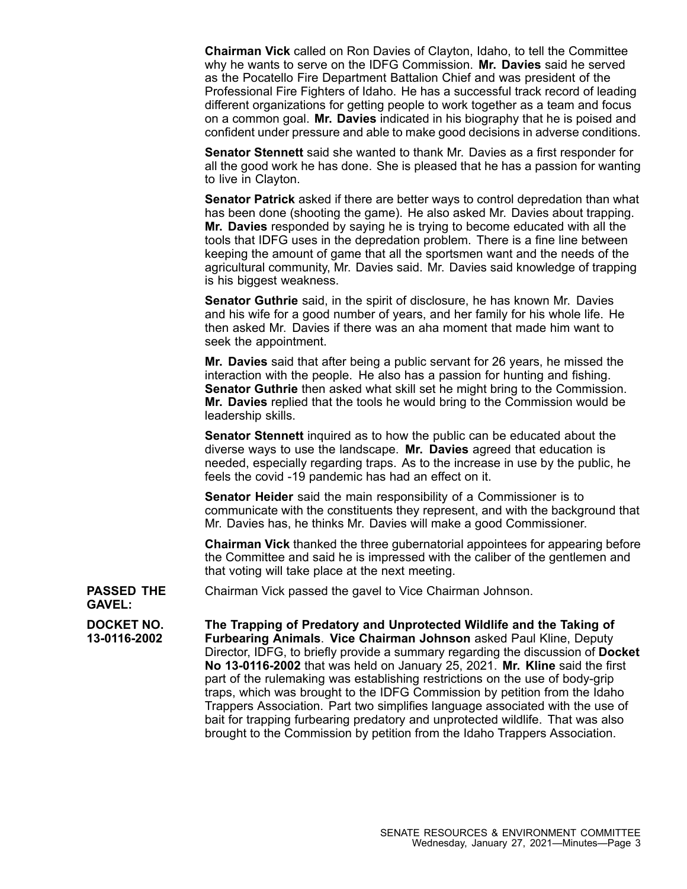**Chairman Vick** called on Ron Davies of Clayton, Idaho, to tell the Committee why he wants to serve on the IDFG Commission. **Mr. Davies** said he served as the Pocatello Fire Department Battalion Chief and was president of the Professional Fire Fighters of Idaho. He has a successful track record of leading different organizations for getting people to work together as a team and focus on a common goal. **Mr. Davies** indicated in his biography that he is poised and confident under pressure and able to make good decisions in adverse conditions.

**Senator Stennett** said she wanted to thank Mr. Davies as a first responder for all the good work he has done. She is pleased that he has a passion for wanting to live in Clayton.

**Senator Patrick** asked if there are better ways to control depredation than what has been done (shooting the game). He also asked Mr. Davies about trapping. **Mr. Davies** responded by saying he is trying to become educated with all the tools that IDFG uses in the depredation problem. There is a fine line between keeping the amount of game that all the sportsmen want and the needs of the agricultural community, Mr. Davies said. Mr. Davies said knowledge of trapping is his biggest weakness.

**Senator Guthrie** said, in the spirit of disclosure, he has known Mr. Davies and his wife for a good number of years, and her family for his whole life. He then asked Mr. Davies if there was an aha moment that made him want to seek the appointment.

**Mr. Davies** said that after being a public servant for 26 years, he missed the interaction with the people. He also has a passion for hunting and fishing. **Senator Guthrie** then asked what skill set he might bring to the Commission. **Mr. Davies** replied that the tools he would bring to the Commission would be leadership skills.

**Senator Stennett** inquired as to how the public can be educated about the diverse ways to use the landscape. **Mr. Davies** agreed that education is needed, especially regarding traps. As to the increase in use by the public, he feels the covid -19 pandemic has had an effect on it.

**Senator Heider** said the main responsibility of a Commissioner is to communicate with the constituents they represent, and with the background that Mr. Davies has, he thinks Mr. Davies will make a good Commissioner.

**Chairman Vick** thanked the three gubernatorial appointees for appearing before the Committee and said he is impressed with the caliber of the gentlemen and that voting will take place at the next meeting.

**PASSED THE GAVEL:** Chairman Vick passed the gavel to Vice Chairman Johnson.

**DOCKET NO. 13-0116-2002** **The Trapping of Predatory and Unprotected Wildlife and the Taking of Furbearing Animals**. **Vice Chairman Johnson** asked Paul Kline, Deputy Director, IDFG, to briefly provide a summary regarding the discussion of **Docket No 13-0116-2002** that was held on January 25, 2021. **Mr. Kline** said the first part of the rulemaking was establishing restrictions on the use of body-grip traps, which was brought to the IDFG Commission by petition from the Idaho Trappers Association. Part two simplifies language associated with the use of bait for trapping furbearing predatory and unprotected wildlife. That was also brought to the Commission by petition from the Idaho Trappers Association.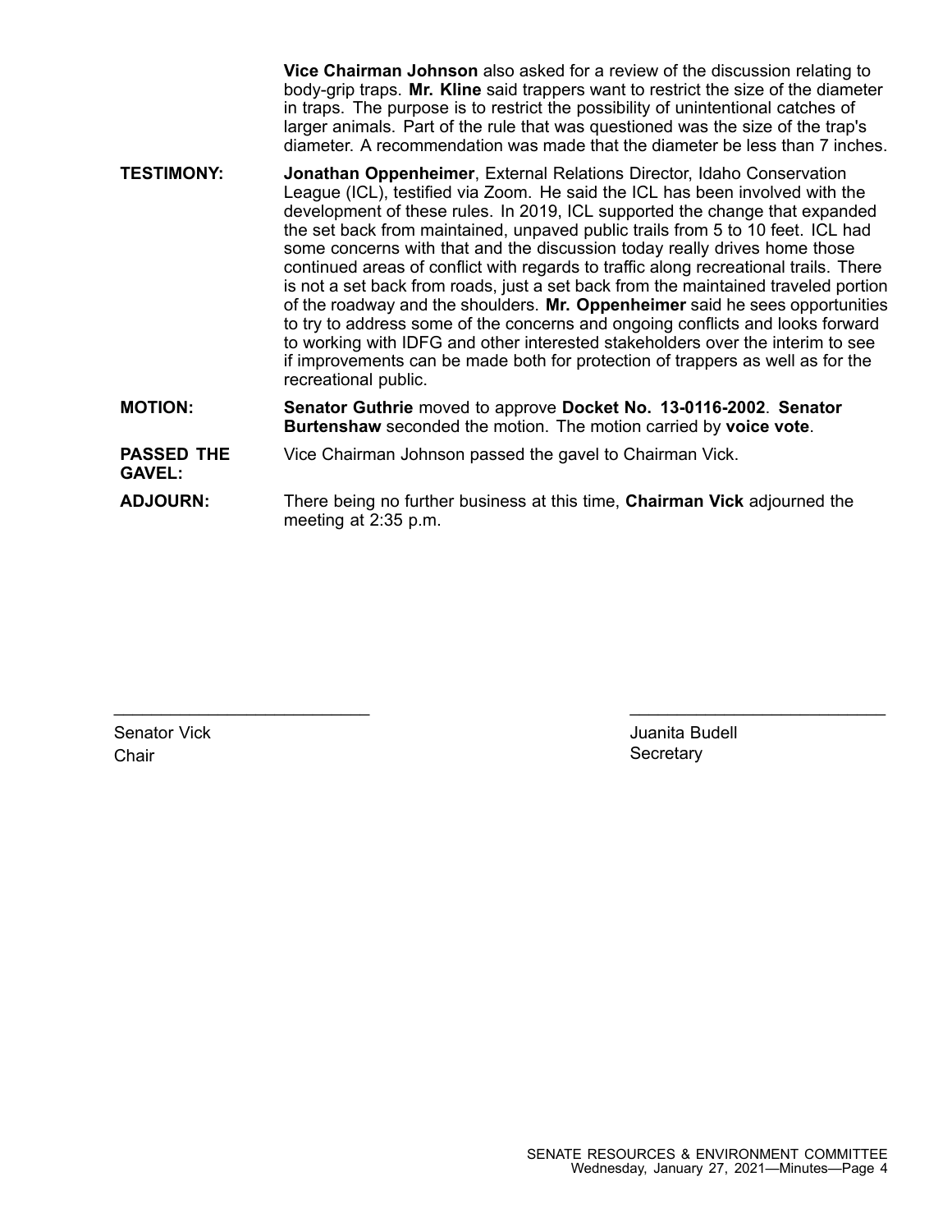**Vice Chairman Johnson** also asked for a review of the discussion relating to body-grip traps. **Mr. Kline** said trappers want to restrict the size of the diameter in traps. The purpose is to restrict the possibility of unintentional catches of larger animals. Part of the rule that was questioned was the size of the trap's diameter. A recommendation was made that the diameter be less than 7 inches.

**TESTIMONY:** **Jonathan Oppenheimer**, External Relations Director, Idaho Conservation League (ICL), testified via Zoom. He said the ICL has been involved with the development of these rules. In 2019, ICL supported the change that expanded the set back from maintained, unpaved public trails from 5 to 10 feet. ICL had some concerns with that and the discussion today really drives home those continued areas of conflict with regards to traffic along recreational trails. There is not a set back from roads, just a set back from the maintained traveled portion of the roadway and the shoulders. **Mr. Oppenheimer** said he sees opportunities to try to address some of the concerns and ongoing conflicts and looks forward to working with IDFG and other interested stakeholders over the interim to see if improvements can be made both for protection of trappers as well as for the recreational public.

**MOTION:** **Senator Guthrie** moved to approve **Docket No. 13-0116-2002**. **Senator Burtenshaw** seconded the motion. The motion carried by **voice vote**.

**PASSED THE GAVEL:** Vice Chairman Johnson passed the gavel to Chairman Vick.

**ADJOURN:** There being no further business at this time, **Chairman Vick** adjourned the meeting at 2:35 p.m.

___________________________
Senator Vick
Chair

___________________________
Juanita Budell
Secretary